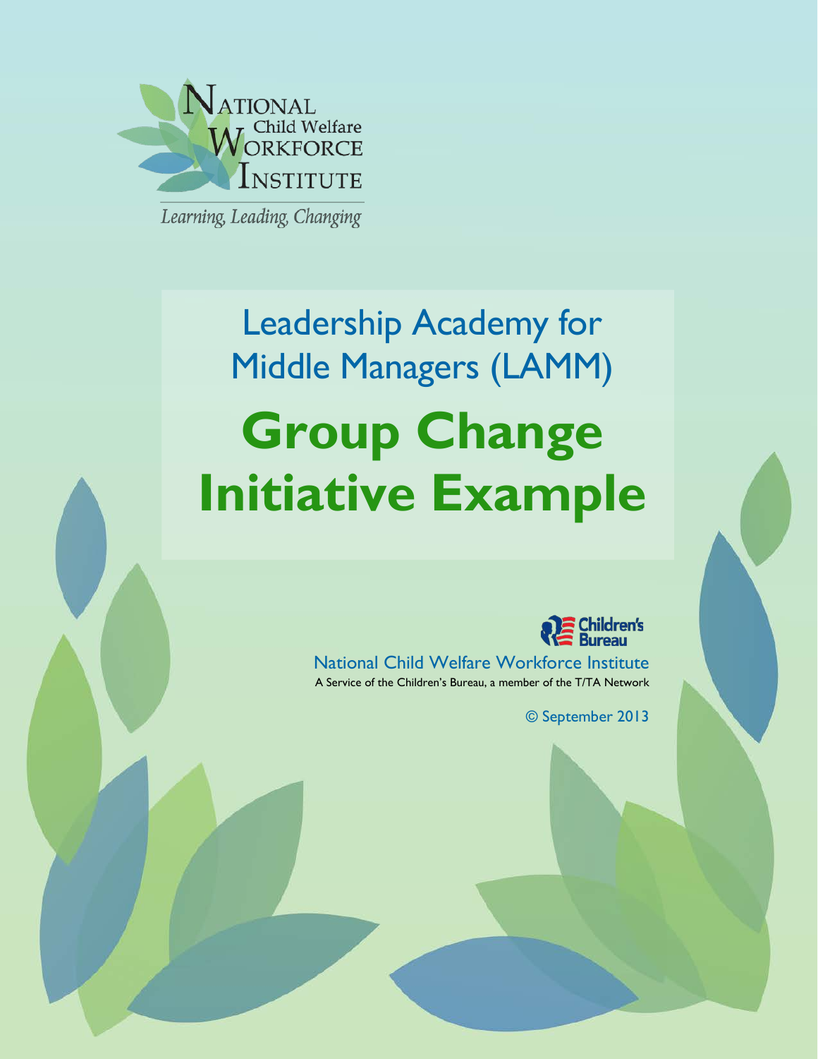National Child Welfare Workforce Institute

*Learning, Leading, Changing*

# Leadership Academy for Middle Managers (LAMM)

# Group Change Initiative Example

Children's Bureau

National Child Welfare Workforce Institute

A Service of the Children's Bureau, a member of the T/TA Network

© September 2013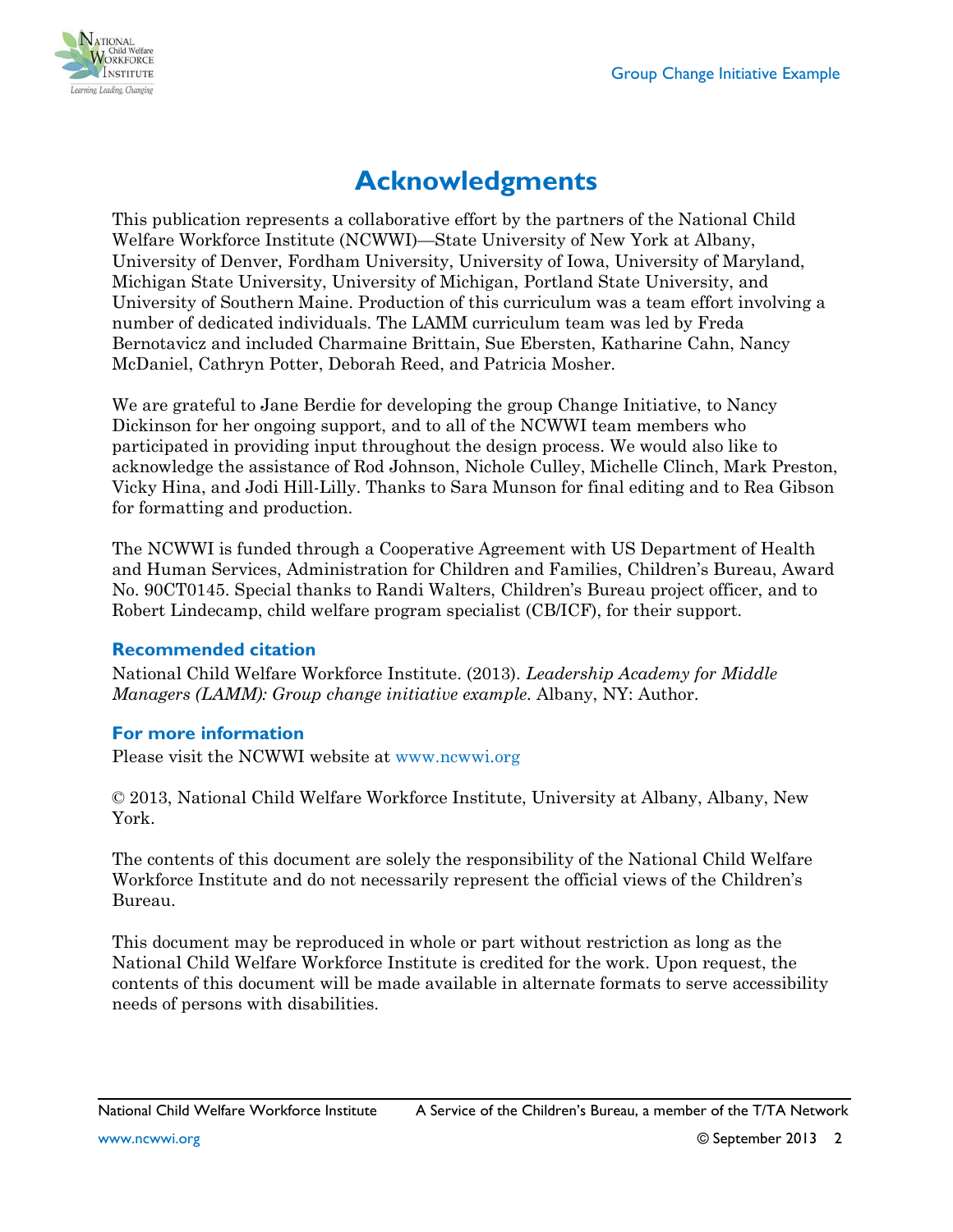# Acknowledgments

This publication represents a collaborative effort by the partners of the National Child Welfare Workforce Institute (NCWWI)—State University of New York at Albany, University of Denver, Fordham University, University of Iowa, University of Maryland, Michigan State University, University of Michigan, Portland State University, and University of Southern Maine. Production of this curriculum was a team effort involving a number of dedicated individuals. The LAMM curriculum team was led by Freda Bernotavicz and included Charmaine Brittain, Sue Ebersten, Katharine Cahn, Nancy McDaniel, Cathryn Potter, Deborah Reed, and Patricia Mosher.

We are grateful to Jane Berdie for developing the group Change Initiative, to Nancy Dickinson for her ongoing support, and to all of the NCWWI team members who participated in providing input throughout the design process. We would also like to acknowledge the assistance of Rod Johnson, Nichole Culley, Michelle Clinch, Mark Preston, Vicky Hina, and Jodi Hill-Lilly. Thanks to Sara Munson for final editing and to Rea Gibson for formatting and production.

The NCWWI is funded through a Cooperative Agreement with US Department of Health and Human Services, Administration for Children and Families, Children's Bureau, Award No. 90CT0145. Special thanks to Randi Walters, Children's Bureau project officer, and to Robert Lindecamp, child welfare program specialist (CB/ICF), for their support.

### Recommended citation

National Child Welfare Workforce Institute. (2013). *Leadership Academy for Middle Managers (LAMM): Group change initiative example*. Albany, NY: Author.

### For more information

Please visit the NCWWI website at www.ncwwi.org

© 2013, National Child Welfare Workforce Institute, University at Albany, Albany, New York.

The contents of this document are solely the responsibility of the National Child Welfare Workforce Institute and do not necessarily represent the official views of the Children's Bureau.

This document may be reproduced in whole or part without restriction as long as the National Child Welfare Workforce Institute is credited for the work. Upon request, the contents of this document will be made available in alternate formats to serve accessibility needs of persons with disabilities.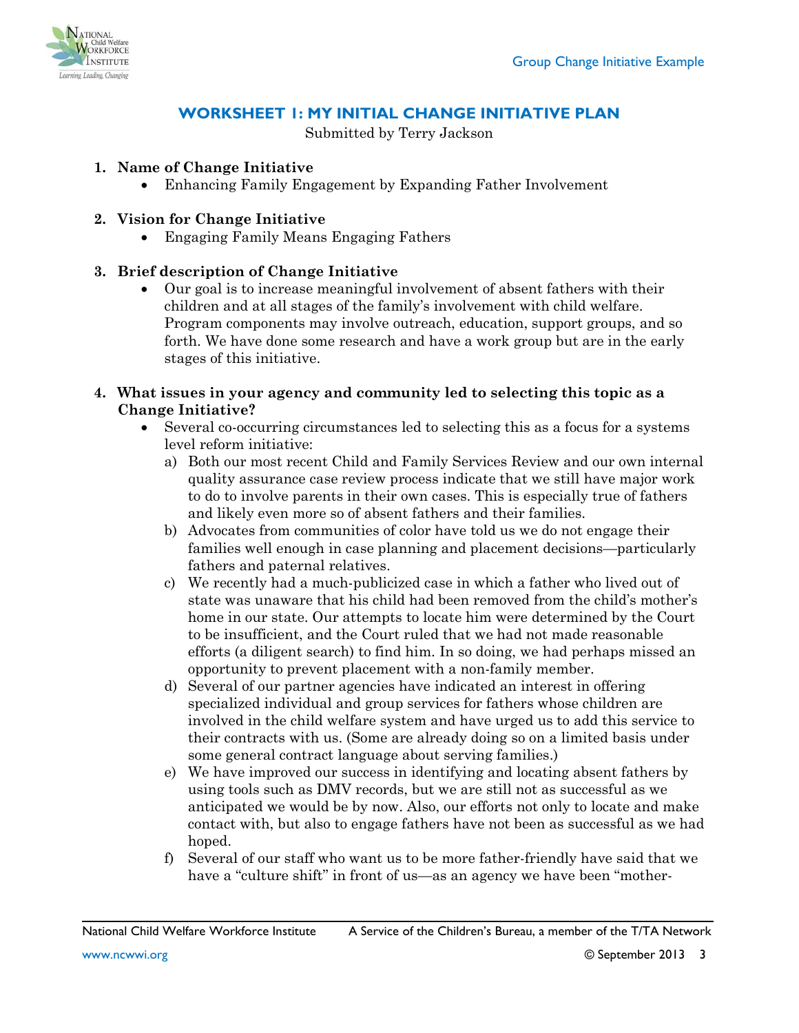## WORKSHEET 1: MY INITIAL CHANGE INITIATIVE PLAN

Submitted by Terry Jackson

1. **Name of Change Initiative**
   - Enhancing Family Engagement by Expanding Father Involvement

2. **Vision for Change Initiative**
   - Engaging Family Means Engaging Fathers

3. **Brief description of Change Initiative**
   - Our goal is to increase meaningful involvement of absent fathers with their children and at all stages of the family's involvement with child welfare. Program components may involve outreach, education, support groups, and so forth. We have done some research and have a work group but are in the early stages of this initiative.

4. **What issues in your agency and community led to selecting this topic as a Change Initiative?**
   - Several co-occurring circumstances led to selecting this as a focus for a systems level reform initiative:
     a) Both our most recent Child and Family Services Review and our own internal quality assurance case review process indicate that we still have major work to do to involve parents in their own cases. This is especially true of fathers and likely even more so of absent fathers and their families.
     b) Advocates from communities of color have told us we do not engage their families well enough in case planning and placement decisions—particularly fathers and paternal relatives.
     c) We recently had a much-publicized case in which a father who lived out of state was unaware that his child had been removed from the child's mother's home in our state. Our attempts to locate him were determined by the Court to be insufficient, and the Court ruled that we had not made reasonable efforts (a diligent search) to find him. In so doing, we had perhaps missed an opportunity to prevent placement with a non-family member.
     d) Several of our partner agencies have indicated an interest in offering specialized individual and group services for fathers whose children are involved in the child welfare system and have urged us to add this service to their contracts with us. (Some are already doing so on a limited basis under some general contract language about serving families.)
     e) We have improved our success in identifying and locating absent fathers by using tools such as DMV records, but we are still not as successful as we anticipated we would be by now. Also, our efforts not only to locate and make contact with, but also to engage fathers have not been as successful as we had hoped.
     f) Several of our staff who want us to be more father-friendly have said that we have a "culture shift" in front of us—as an agency we have been "mother-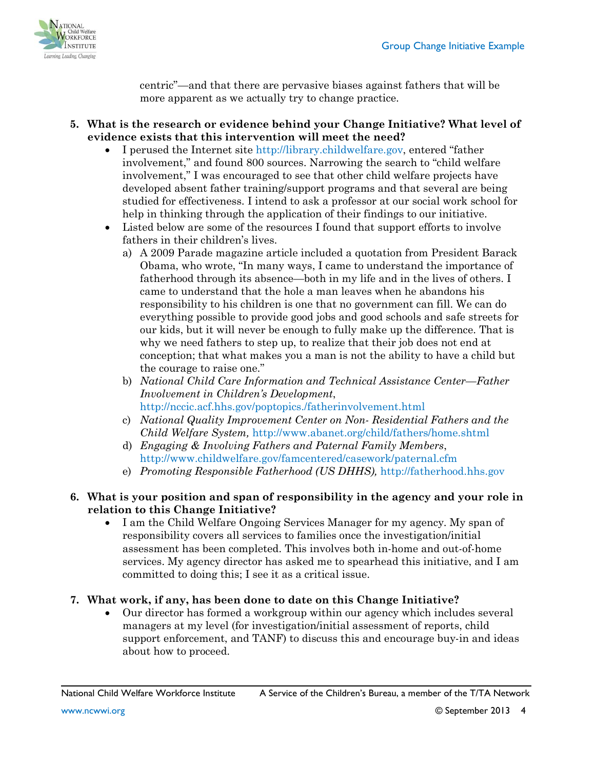centric"—and that there are pervasive biases against fathers that will be more apparent as we actually try to change practice.

5. **What is the research or evidence behind your Change Initiative? What level of evidence exists that this intervention will meet the need?**
   - I perused the Internet site http://library.childwelfare.gov, entered "father involvement," and found 800 sources. Narrowing the search to "child welfare involvement," I was encouraged to see that other child welfare projects have developed absent father training/support programs and that several are being studied for effectiveness. I intend to ask a professor at our social work school for help in thinking through the application of their findings to our initiative.
   - Listed below are some of the resources I found that support efforts to involve fathers in their children's lives.
     a) A 2009 Parade magazine article included a quotation from President Barack Obama, who wrote, "In many ways, I came to understand the importance of fatherhood through its absence—both in my life and in the lives of others. I came to understand that the hole a man leaves when he abandons his responsibility to his children is one that no government can fill. We can do everything possible to provide good jobs and good schools and safe streets for our kids, but it will never be enough to fully make up the difference. That is why we need fathers to step up, to realize that their job does not end at conception; that what makes you a man is not the ability to have a child but the courage to raise one."
     b) *National Child Care Information and Technical Assistance Center—Father Involvement in Children's Development*, http://nccic.acf.hhs.gov/poptopics./fatherinvolvement.html
     c) *National Quality Improvement Center on Non- Residential Fathers and the Child Welfare System,* http://www.abanet.org/child/fathers/home.shtml
     d) *Engaging & Involving Fathers and Paternal Family Members*, http://www.childwelfare.gov/famcentered/casework/paternal.cfm
     e) *Promoting Responsible Fatherhood (US DHHS),* http://fatherhood.hhs.gov

6. **What is your position and span of responsibility in the agency and your role in relation to this Change Initiative?**
   - I am the Child Welfare Ongoing Services Manager for my agency. My span of responsibility covers all services to families once the investigation/initial assessment has been completed. This involves both in-home and out-of-home services. My agency director has asked me to spearhead this initiative, and I am committed to doing this; I see it as a critical issue.

7. **What work, if any, has been done to date on this Change Initiative?**
   - Our director has formed a workgroup within our agency which includes several managers at my level (for investigation/initial assessment of reports, child support enforcement, and TANF) to discuss this and encourage buy-in and ideas about how to proceed.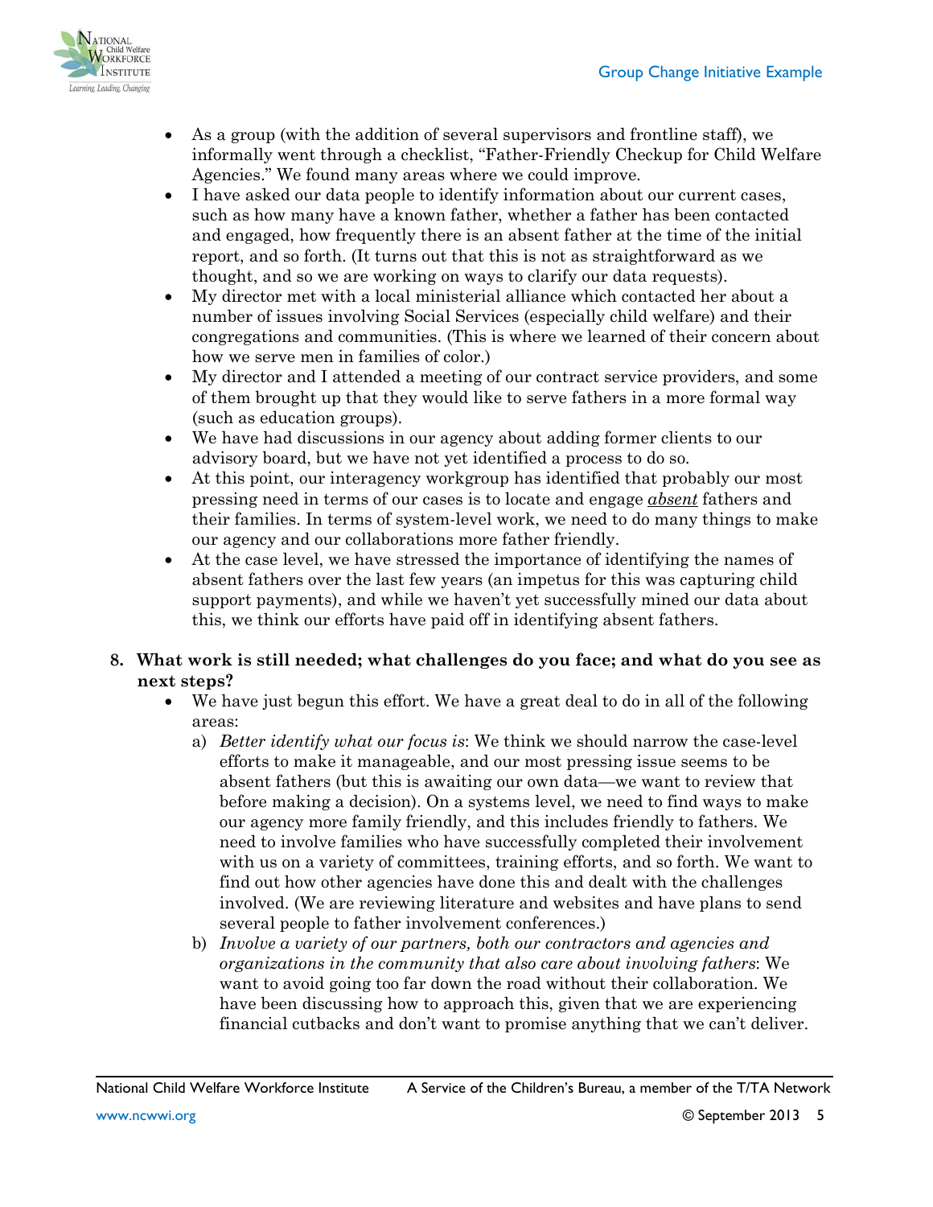- As a group (with the addition of several supervisors and frontline staff), we informally went through a checklist, "Father-Friendly Checkup for Child Welfare Agencies." We found many areas where we could improve.
- I have asked our data people to identify information about our current cases, such as how many have a known father, whether a father has been contacted and engaged, how frequently there is an absent father at the time of the initial report, and so forth. (It turns out that this is not as straightforward as we thought, and so we are working on ways to clarify our data requests).
- My director met with a local ministerial alliance which contacted her about a number of issues involving Social Services (especially child welfare) and their congregations and communities. (This is where we learned of their concern about how we serve men in families of color.)
- My director and I attended a meeting of our contract service providers, and some of them brought up that they would like to serve fathers in a more formal way (such as education groups).
- We have had discussions in our agency about adding former clients to our advisory board, but we have not yet identified a process to do so.
- At this point, our interagency workgroup has identified that probably our most pressing need in terms of our cases is to locate and engage ***absent*** fathers and their families. In terms of system-level work, we need to do many things to make our agency and our collaborations more father friendly.
- At the case level, we have stressed the importance of identifying the names of absent fathers over the last few years (an impetus for this was capturing child support payments), and while we haven't yet successfully mined our data about this, we think our efforts have paid off in identifying absent fathers.

**8. What work is still needed; what challenges do you face; and what do you see as next steps?**

- We have just begun this effort. We have a great deal to do in all of the following areas:
  a) *Better identify what our focus is*: We think we should narrow the case-level efforts to make it manageable, and our most pressing issue seems to be absent fathers (but this is awaiting our own data—we want to review that before making a decision). On a systems level, we need to find ways to make our agency more family friendly, and this includes friendly to fathers. We need to involve families who have successfully completed their involvement with us on a variety of committees, training efforts, and so forth. We want to find out how other agencies have done this and dealt with the challenges involved. (We are reviewing literature and websites and have plans to send several people to father involvement conferences.)
  b) *Involve a variety of our partners, both our contractors and agencies and organizations in the community that also care about involving fathers*: We want to avoid going too far down the road without their collaboration. We have been discussing how to approach this, given that we are experiencing financial cutbacks and don't want to promise anything that we can't deliver.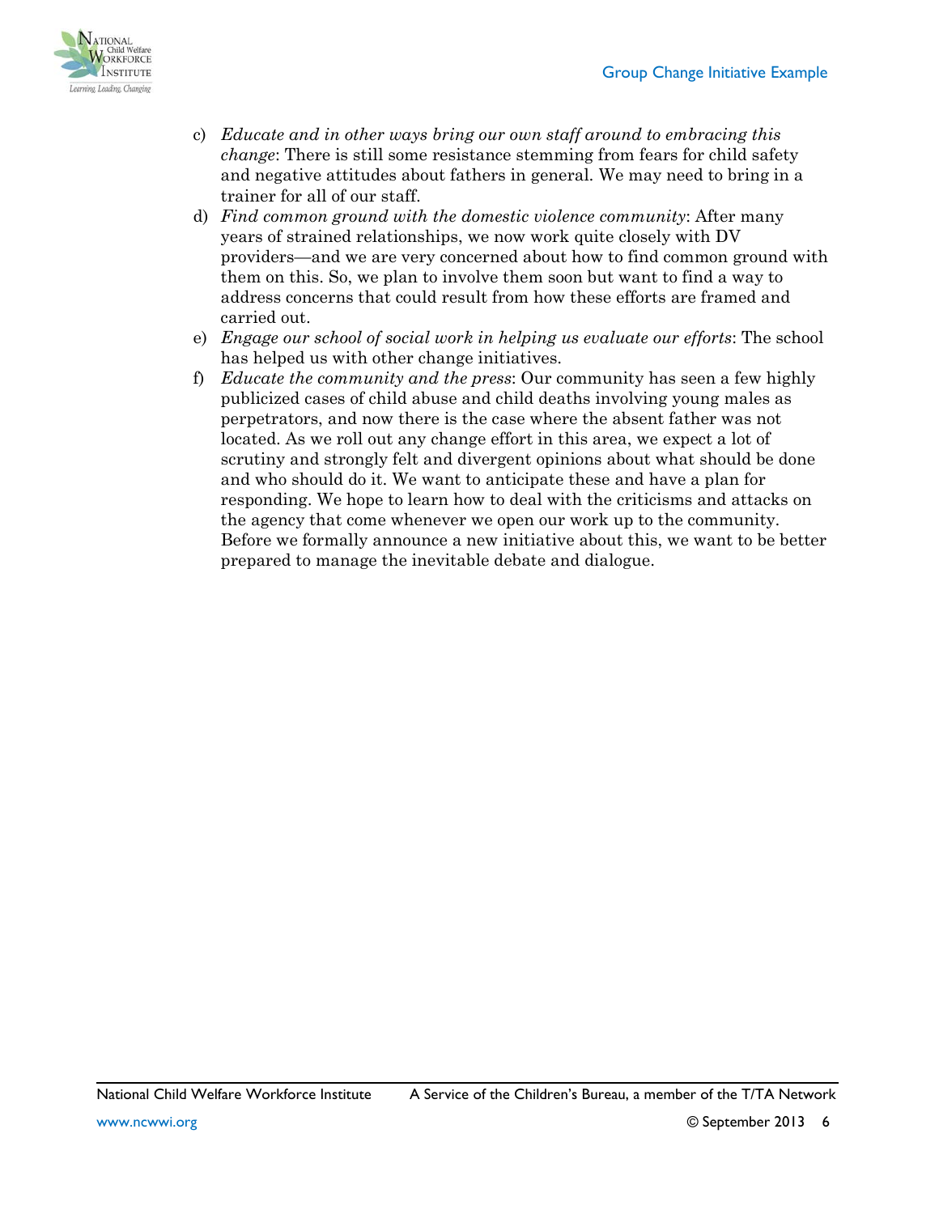c) *Educate and in other ways bring our own staff around to embracing this change*: There is still some resistance stemming from fears for child safety and negative attitudes about fathers in general. We may need to bring in a trainer for all of our staff.

d) *Find common ground with the domestic violence community*: After many years of strained relationships, we now work quite closely with DV providers—and we are very concerned about how to find common ground with them on this. So, we plan to involve them soon but want to find a way to address concerns that could result from how these efforts are framed and carried out.

e) *Engage our school of social work in helping us evaluate our efforts*: The school has helped us with other change initiatives.

f) *Educate the community and the press*: Our community has seen a few highly publicized cases of child abuse and child deaths involving young males as perpetrators, and now there is the case where the absent father was not located. As we roll out any change effort in this area, we expect a lot of scrutiny and strongly felt and divergent opinions about what should be done and who should do it. We want to anticipate these and have a plan for responding. We hope to learn how to deal with the criticisms and attacks on the agency that come whenever we open our work up to the community. Before we formally announce a new initiative about this, we want to be better prepared to manage the inevitable debate and dialogue.